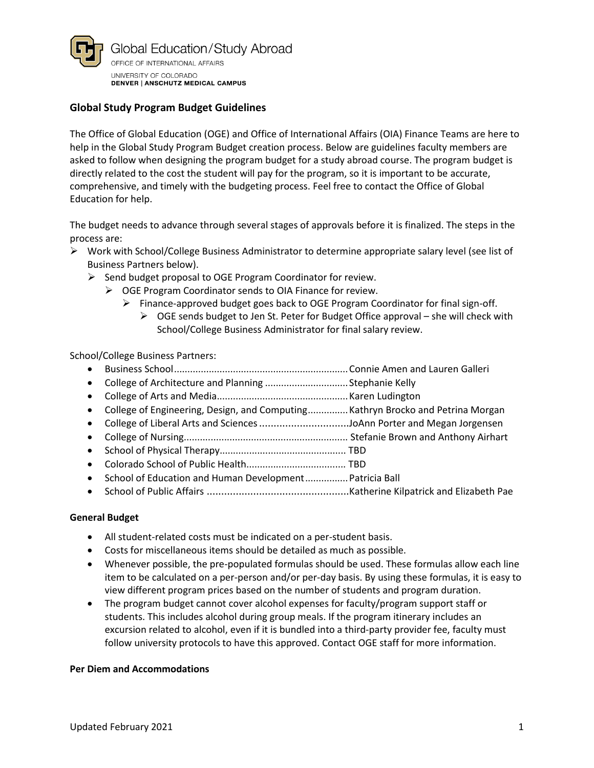Global Education/Study Abroad
OFFICE OF INTERNATIONAL AFFAIRS
UNIVERSITY OF COLORADO
DENVER | ANSCHUTZ MEDICAL CAMPUS

## Global Study Program Budget Guidelines

The Office of Global Education (OGE) and Office of International Affairs (OIA) Finance Teams are here to help in the Global Study Program Budget creation process. Below are guidelines faculty members are asked to follow when designing the program budget for a study abroad course. The program budget is directly related to the cost the student will pay for the program, so it is important to be accurate, comprehensive, and timely with the budgeting process. Feel free to contact the Office of Global Education for help.

The budget needs to advance through several stages of approvals before it is finalized. The steps in the process are:

- Work with School/College Business Administrator to determine appropriate salary level (see list of Business Partners below).
  - Send budget proposal to OGE Program Coordinator for review.
    - OGE Program Coordinator sends to OIA Finance for review.
      - Finance-approved budget goes back to OGE Program Coordinator for final sign-off.
        - OGE sends budget to Jen St. Peter for Budget Office approval – she will check with School/College Business Administrator for final salary review.

School/College Business Partners:

- Business School................................................................Connie Amen and Lauren Galleri
- College of Architecture and Planning ..............................Stephanie Kelly
- College of Arts and Media................................................Karen Ludington
- College of Engineering, Design, and Computing...............Kathryn Brocko and Petrina Morgan
- College of Liberal Arts and Sciences ...............................JoAnn Porter and Megan Jorgensen
- College of Nursing............................................................ Stefanie Brown and Anthony Airhart
- School of Physical Therapy.............................................. TBD
- Colorado School of Public Health.................................... TBD
- School of Education and Human Development................Patricia Ball
- School of Public Affairs .................................................Katherine Kilpatrick and Elizabeth Pae

### General Budget

- All student-related costs must be indicated on a per-student basis.
- Costs for miscellaneous items should be detailed as much as possible.
- Whenever possible, the pre-populated formulas should be used. These formulas allow each line item to be calculated on a per-person and/or per-day basis. By using these formulas, it is easy to view different program prices based on the number of students and program duration.
- The program budget cannot cover alcohol expenses for faculty/program support staff or students. This includes alcohol during group meals. If the program itinerary includes an excursion related to alcohol, even if it is bundled into a third-party provider fee, faculty must follow university protocols to have this approved. Contact OGE staff for more information.

### Per Diem and Accommodations

Updated February 2021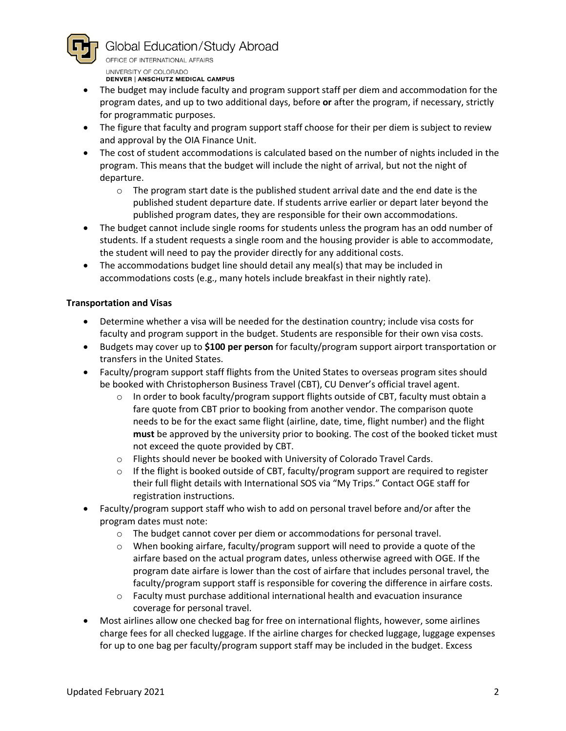- The budget may include faculty and program support staff per diem and accommodation for the program dates, and up to two additional days, before **or** after the program, if necessary, strictly for programmatic purposes.
- The figure that faculty and program support staff choose for their per diem is subject to review and approval by the OIA Finance Unit.
- The cost of student accommodations is calculated based on the number of nights included in the program. This means that the budget will include the night of arrival, but not the night of departure.
  - The program start date is the published student arrival date and the end date is the published student departure date. If students arrive earlier or depart later beyond the published program dates, they are responsible for their own accommodations.
- The budget cannot include single rooms for students unless the program has an odd number of students. If a student requests a single room and the housing provider is able to accommodate, the student will need to pay the provider directly for any additional costs.
- The accommodations budget line should detail any meal(s) that may be included in accommodations costs (e.g., many hotels include breakfast in their nightly rate).

**Transportation and Visas**

- Determine whether a visa will be needed for the destination country; include visa costs for faculty and program support in the budget. Students are responsible for their own visa costs.
- Budgets may cover up to **$100 per person** for faculty/program support airport transportation or transfers in the United States.
- Faculty/program support staff flights from the United States to overseas program sites should be booked with Christopherson Business Travel (CBT), CU Denver's official travel agent.
  - In order to book faculty/program support flights outside of CBT, faculty must obtain a fare quote from CBT prior to booking from another vendor. The comparison quote needs to be for the exact same flight (airline, date, time, flight number) and the flight **must** be approved by the university prior to booking. The cost of the booked ticket must not exceed the quote provided by CBT.
  - Flights should never be booked with University of Colorado Travel Cards.
  - If the flight is booked outside of CBT, faculty/program support are required to register their full flight details with International SOS via "My Trips." Contact OGE staff for registration instructions.
- Faculty/program support staff who wish to add on personal travel before and/or after the program dates must note:
  - The budget cannot cover per diem or accommodations for personal travel.
  - When booking airfare, faculty/program support will need to provide a quote of the airfare based on the actual program dates, unless otherwise agreed with OGE. If the program date airfare is lower than the cost of airfare that includes personal travel, the faculty/program support staff is responsible for covering the difference in airfare costs.
  - Faculty must purchase additional international health and evacuation insurance coverage for personal travel.
- Most airlines allow one checked bag for free on international flights, however, some airlines charge fees for all checked luggage. If the airline charges for checked luggage, luggage expenses for up to one bag per faculty/program support staff may be included in the budget. Excess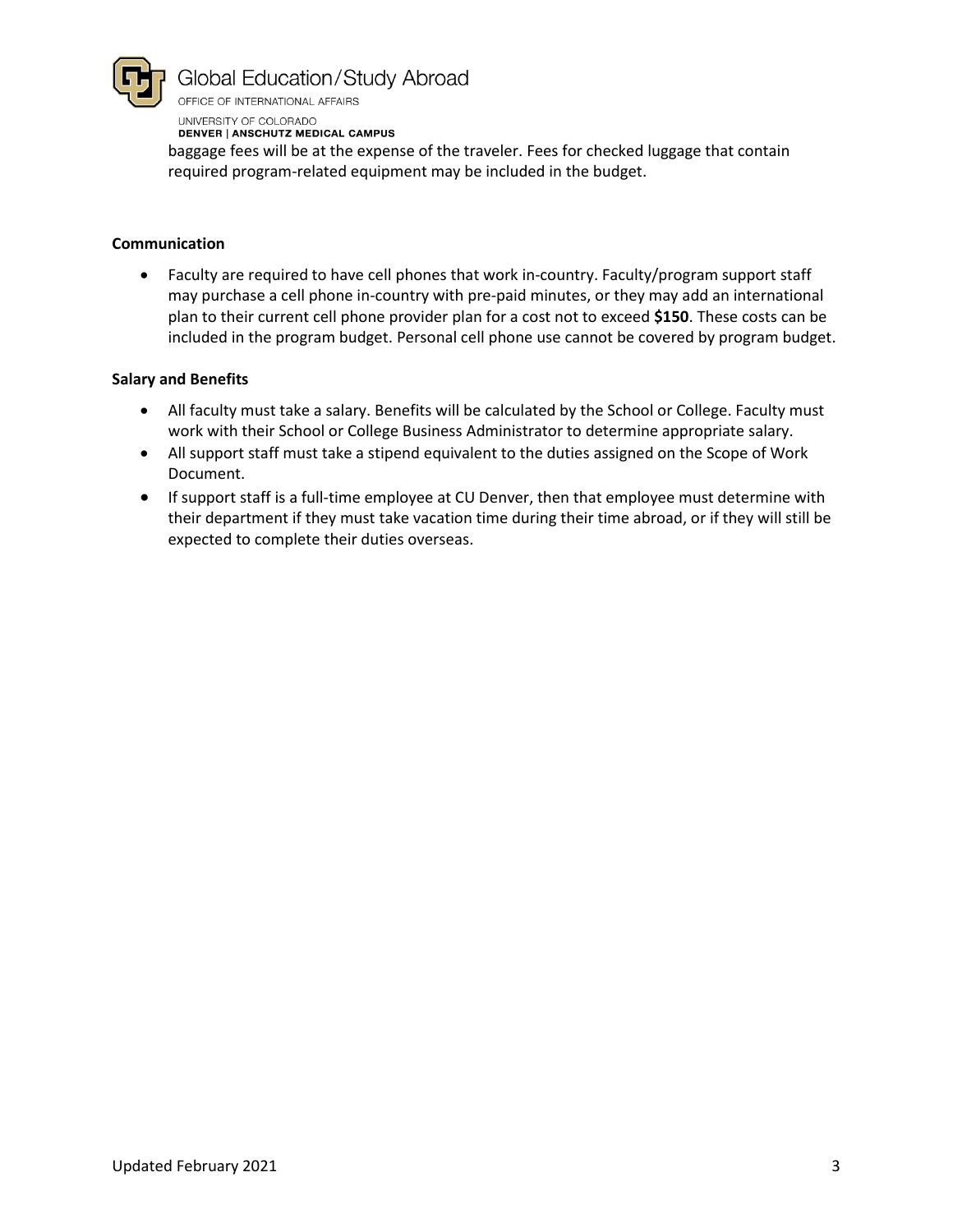baggage fees will be at the expense of the traveler. Fees for checked luggage that contain required program-related equipment may be included in the budget.

**Communication**

- Faculty are required to have cell phones that work in-country. Faculty/program support staff may purchase a cell phone in-country with pre-paid minutes, or they may add an international plan to their current cell phone provider plan for a cost not to exceed **$150**. These costs can be included in the program budget. Personal cell phone use cannot be covered by program budget.

**Salary and Benefits**

- All faculty must take a salary. Benefits will be calculated by the School or College. Faculty must work with their School or College Business Administrator to determine appropriate salary.
- All support staff must take a stipend equivalent to the duties assigned on the Scope of Work Document.
- If support staff is a full-time employee at CU Denver, then that employee must determine with their department if they must take vacation time during their time abroad, or if they will still be expected to complete their duties overseas.